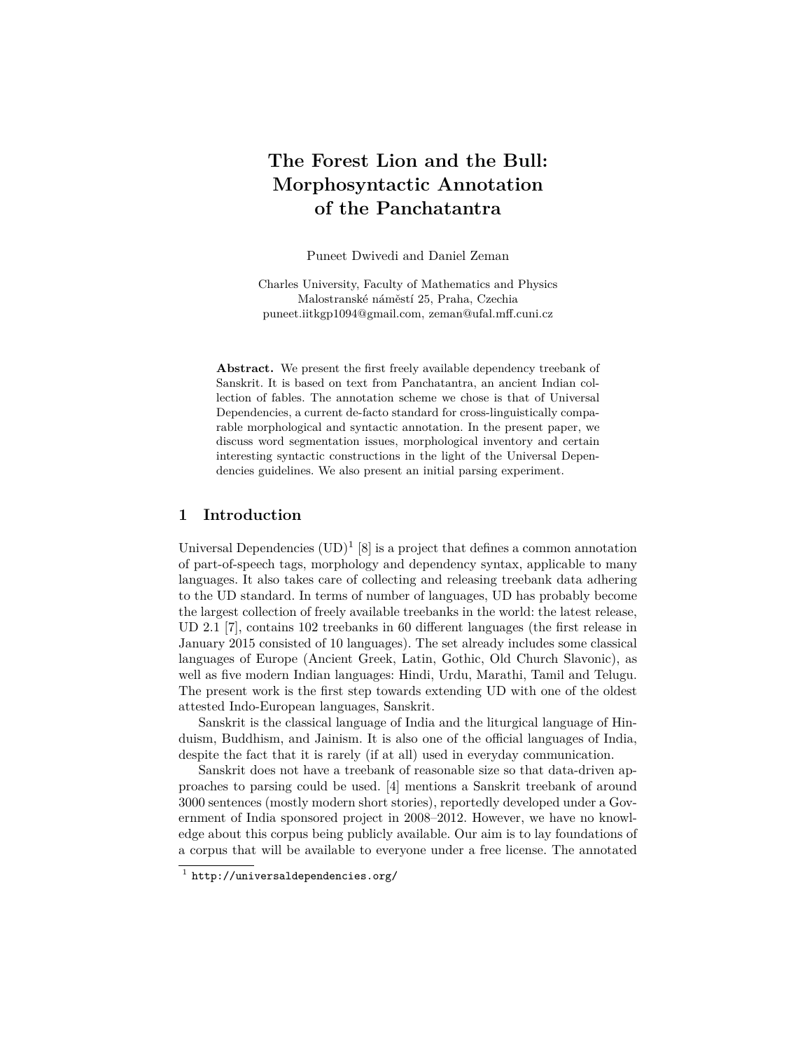# The Forest Lion and the Bull: Morphosyntactic Annotation of the Panchatantra

Puneet Dwivedi and Daniel Zeman

Charles University, Faculty of Mathematics and Physics
Malostranské náměstí 25, Praha, Czechia
puneet.iitkgp1094@gmail.com, zeman@ufal.mff.cuni.cz

**Abstract.** We present the first freely available dependency treebank of Sanskrit. It is based on text from Panchatantra, an ancient Indian collection of fables. The annotation scheme we chose is that of Universal Dependencies, a current de-facto standard for cross-linguistically comparable morphological and syntactic annotation. In the present paper, we discuss word segmentation issues, morphological inventory and certain interesting syntactic constructions in the light of the Universal Dependencies guidelines. We also present an initial parsing experiment.

## 1 Introduction

Universal Dependencies (UD)[1] [8] is a project that defines a common annotation of part-of-speech tags, morphology and dependency syntax, applicable to many languages. It also takes care of collecting and releasing treebank data adhering to the UD standard. In terms of number of languages, UD has probably become the largest collection of freely available treebanks in the world: the latest release, UD 2.1 [7], contains 102 treebanks in 60 different languages (the first release in January 2015 consisted of 10 languages). The set already includes some classical languages of Europe (Ancient Greek, Latin, Gothic, Old Church Slavonic), as well as five modern Indian languages: Hindi, Urdu, Marathi, Tamil and Telugu. The present work is the first step towards extending UD with one of the oldest attested Indo-European languages, Sanskrit.

Sanskrit is the classical language of India and the liturgical language of Hinduism, Buddhism, and Jainism. It is also one of the official languages of India, despite the fact that it is rarely (if at all) used in everyday communication.

Sanskrit does not have a treebank of reasonable size so that data-driven approaches to parsing could be used. [4] mentions a Sanskrit treebank of around 3000 sentences (mostly modern short stories), reportedly developed under a Government of India sponsored project in 2008–2012. However, we have no knowledge about this corpus being publicly available. Our aim is to lay foundations of a corpus that will be available to everyone under a free license. The annotated

[1] http://universaldependencies.org/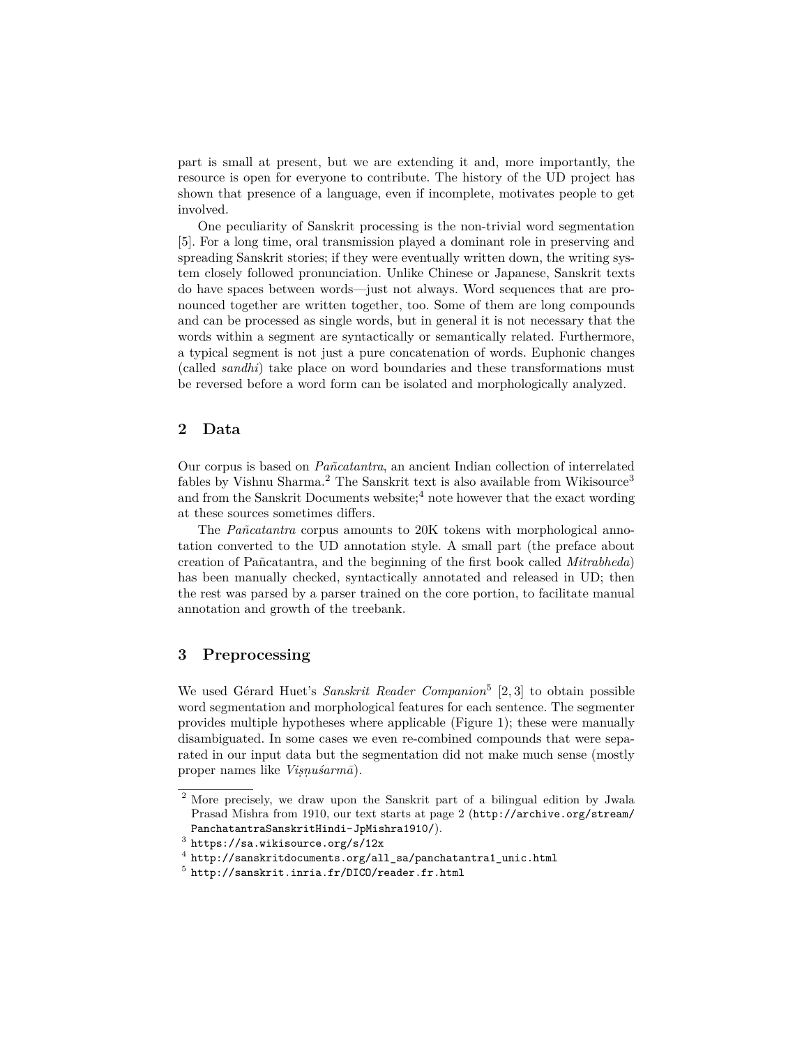part is small at present, but we are extending it and, more importantly, the resource is open for everyone to contribute. The history of the UD project has shown that presence of a language, even if incomplete, motivates people to get involved.

One peculiarity of Sanskrit processing is the non-trivial word segmentation [5]. For a long time, oral transmission played a dominant role in preserving and spreading Sanskrit stories; if they were eventually written down, the writing system closely followed pronunciation. Unlike Chinese or Japanese, Sanskrit texts do have spaces between words—just not always. Word sequences that are pronounced together are written together, too. Some of them are long compounds and can be processed as single words, but in general it is not necessary that the words within a segment are syntactically or semantically related. Furthermore, a typical segment is not just a pure concatenation of words. Euphonic changes (called *sandhi*) take place on word boundaries and these transformations must be reversed before a word form can be isolated and morphologically analyzed.

## 2 Data

Our corpus is based on *Pañcatantra*, an ancient Indian collection of interrelated fables by Vishnu Sharma.[2] The Sanskrit text is also available from Wikisource[3] and from the Sanskrit Documents website;[4] note however that the exact wording at these sources sometimes differs.

The *Pañcatantra* corpus amounts to 20K tokens with morphological annotation converted to the UD annotation style. A small part (the preface about creation of Pañcatantra, and the beginning of the first book called *Mitrabheda*) has been manually checked, syntactically annotated and released in UD; then the rest was parsed by a parser trained on the core portion, to facilitate manual annotation and growth of the treebank.

## 3 Preprocessing

We used Gérard Huet's *Sanskrit Reader Companion*[5] [2, 3] to obtain possible word segmentation and morphological features for each sentence. The segmenter provides multiple hypotheses where applicable (Figure 1); these were manually disambiguated. In some cases we even re-combined compounds that were separated in our input data but the segmentation did not make much sense (mostly proper names like *Viṣṇuśarmā*).

---

[2] More precisely, we draw upon the Sanskrit part of a bilingual edition by Jwala Prasad Mishra from 1910, our text starts at page 2 (`http://archive.org/stream/PanchatantraSanskritHindi-JpMishra1910/`).

[3] `https://sa.wikisource.org/s/12x`

[4] `http://sanskritdocuments.org/all_sa/panchatantra1_unic.html`

[5] `http://sanskrit.inria.fr/DICO/reader.fr.html`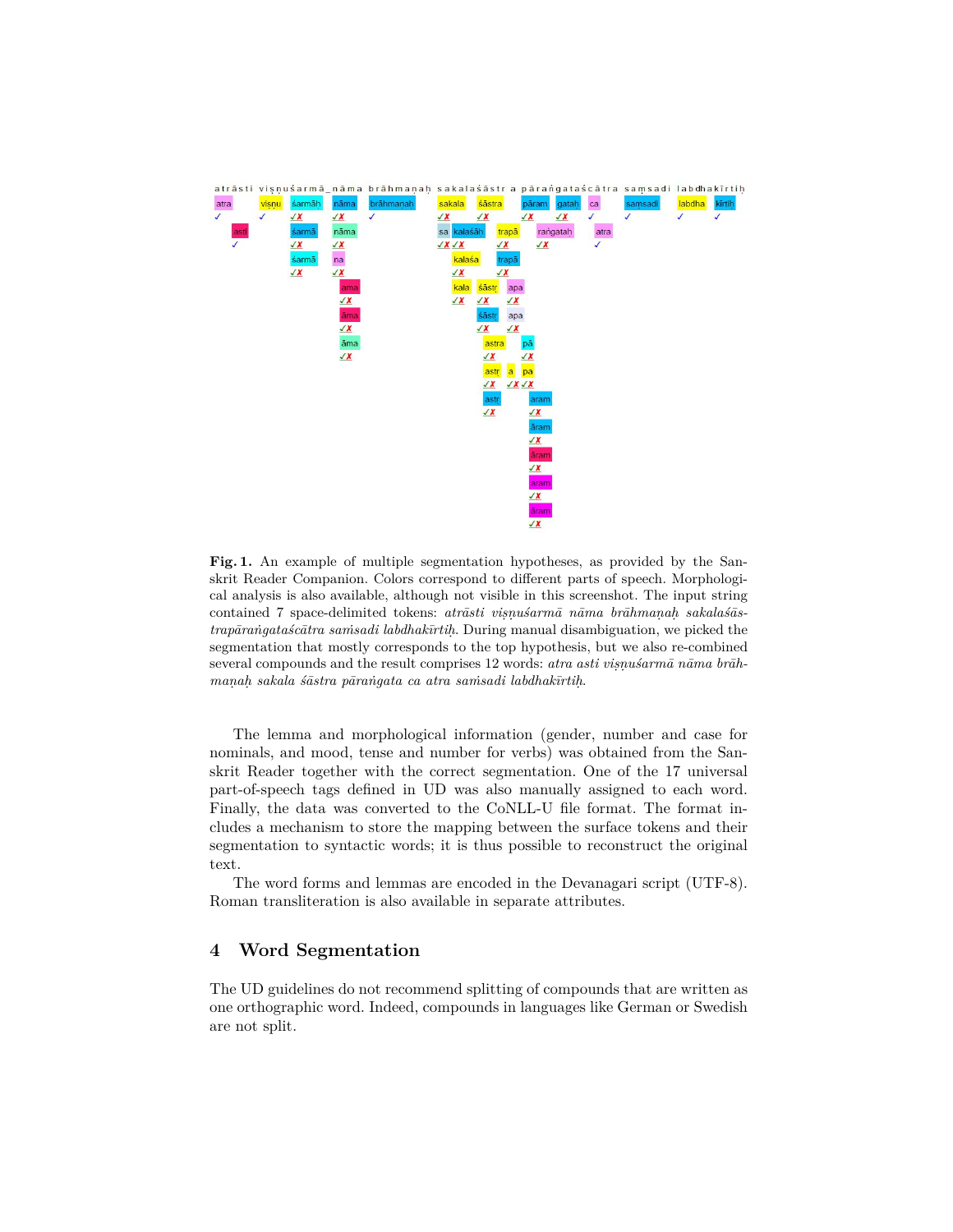**Fig. 1.** An example of multiple segmentation hypotheses, as provided by the Sanskrit Reader Companion. Colors correspond to different parts of speech. Morphological analysis is also available, although not visible in this screenshot. The input string contained 7 space-delimited tokens: *atrāsti viṣṇuśarmā nāma brāhmaṇaḥ sakalaśāstrapāraṅgataścātra saṁsadi labdhakīrtiḥ*. During manual disambiguation, we picked the segmentation that mostly corresponds to the top hypothesis, but we also re-combined several compounds and the result comprises 12 words: *atra asti viṣṇuśarmā nāma brāhmaṇaḥ sakala śāstra pāraṅgata ca atra saṁsadi labdhakīrtiḥ*.

The lemma and morphological information (gender, number and case for nominals, and mood, tense and number for verbs) was obtained from the Sanskrit Reader together with the correct segmentation. One of the 17 universal part-of-speech tags defined in UD was also manually assigned to each word. Finally, the data was converted to the CoNLL-U file format. The format includes a mechanism to store the mapping between the surface tokens and their segmentation to syntactic words; it is thus possible to reconstruct the original text.

The word forms and lemmas are encoded in the Devanagari script (UTF-8). Roman transliteration is also available in separate attributes.

## 4 Word Segmentation

The UD guidelines do not recommend splitting of compounds that are written as one orthographic word. Indeed, compounds in languages like German or Swedish are not split.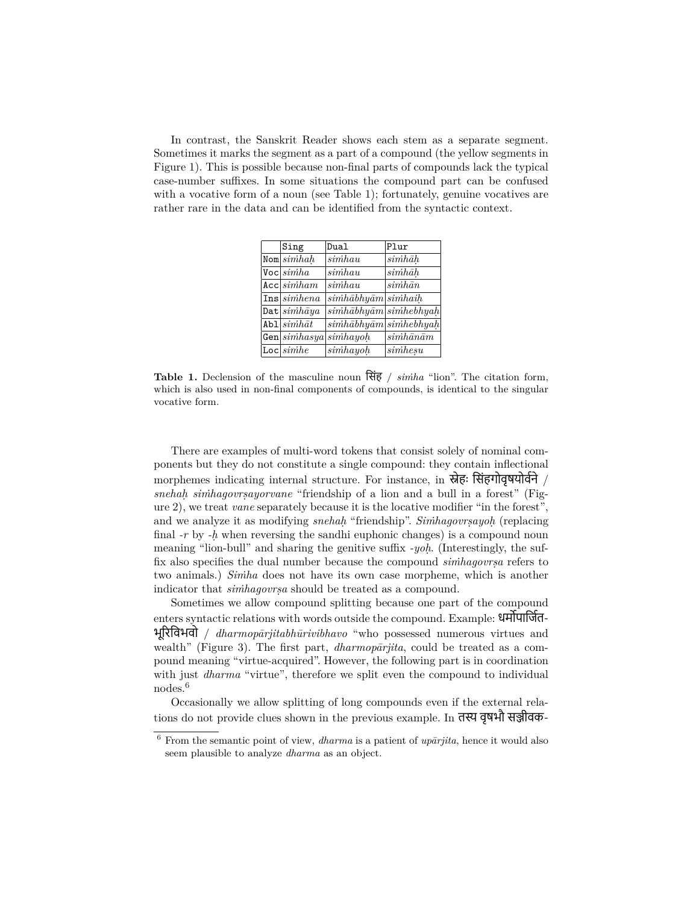In contrast, the Sanskrit Reader shows each stem as a separate segment. Sometimes it marks the segment as a part of a compound (the yellow segments in Figure 1). This is possible because non-final parts of compounds lack the typical case-number suffixes. In some situations the compound part can be confused with a vocative form of a noun (see Table 1); fortunately, genuine vocatives are rather rare in the data and can be identified from the syntactic context.

| | Sing | Dual | Plur |
|---|---|---|---|
| Nom | *siṁhaḥ* | *siṁhau* | *siṁhāḥ* |
| Voc | *siṁha* | *siṁhau* | *siṁhāḥ* |
| Acc | *siṁham* | *siṁhau* | *siṁhān* |
| Ins | *siṁhena* | *siṁhābhyām* | *siṁhaiḥ* |
| Dat | *siṁhāya* | *siṁhābhyām* | *siṁhebhyaḥ* |
| Abl | *siṁhāt* | *siṁhābhyām* | *siṁhebhyaḥ* |
| Gen | *siṁhasya* | *siṁhayoḥ* | *siṁhānām* |
| Loc | *siṁhe* | *siṁhayoḥ* | *siṁheṣu* |

**Table 1.** Declension of the masculine noun सिंह / *siṁha* "lion". The citation form, which is also used in non-final components of compounds, is identical to the singular vocative form.

There are examples of multi-word tokens that consist solely of nominal components but they do not constitute a single compound: they contain inflectional morphemes indicating internal structure. For instance, in स्नेहः सिंहगोवृषयोर्वने / *snehaḥ siṁhagovṛṣayorvane* "friendship of a lion and a bull in a forest" (Figure 2), we treat *vane* separately because it is the locative modifier "in the forest", and we analyze it as modifying *snehaḥ* "friendship". *Siṁhagovṛṣayoḥ* (replacing final *-r* by *-ḥ* when reversing the sandhi euphonic changes) is a compound noun meaning "lion-bull" and sharing the genitive suffix *-yoḥ*. (Interestingly, the suffix also specifies the dual number because the compound *siṁhagovṛṣa* refers to two animals.) *Siṁha* does not have its own case morpheme, which is another indicator that *siṁhagovṛṣa* should be treated as a compound.

Sometimes we allow compound splitting because one part of the compound enters syntactic relations with words outside the compound. Example: धर्मोपार्जित-भूरिविभवो / *dharmopārjitabhūrivibhavo* "who possessed numerous virtues and wealth" (Figure 3). The first part, *dharmopārjita*, could be treated as a compound meaning "virtue-acquired". However, the following part is in coordination with just *dharma* "virtue", therefore we split even the compound to individual nodes.[6]

Occasionally we allow splitting of long compounds even if the external relations do not provide clues shown in the previous example. In तस्य वृषभौ सञ्जीवक-

[6] From the semantic point of view, *dharma* is a patient of *upārjita*, hence it would also seem plausible to analyze *dharma* as an object.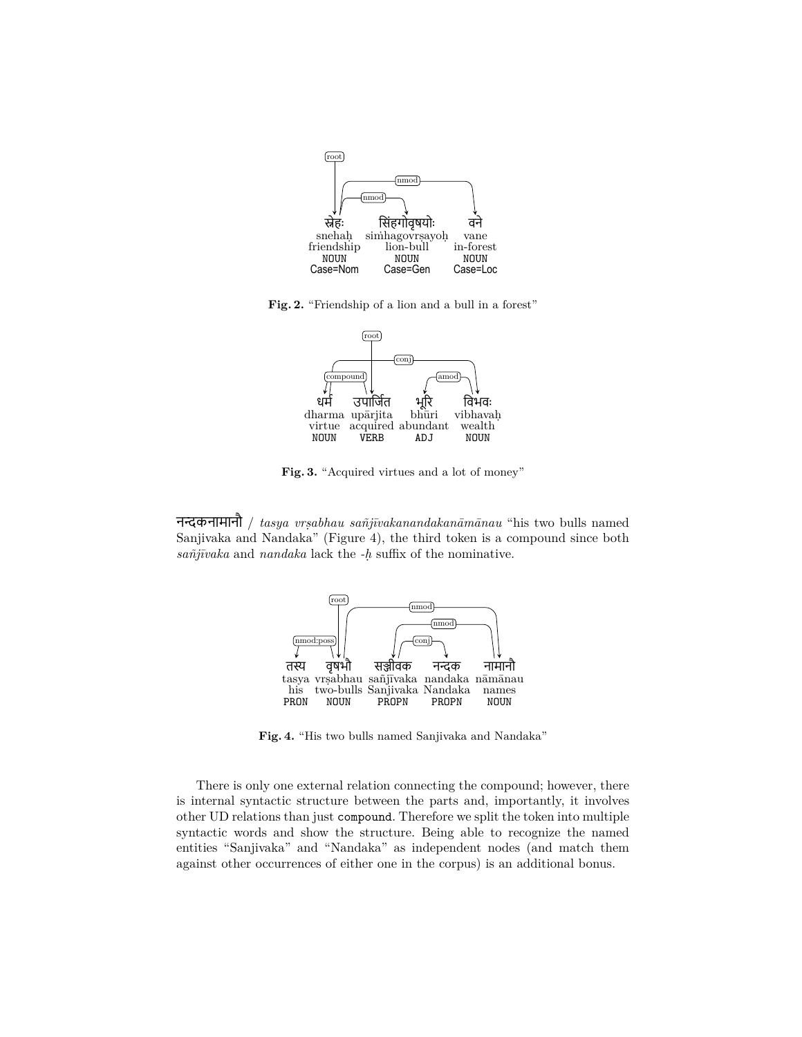स्नेहः सिंहगोवृषयोः वने
snehaḥ siṁhagovṛṣayoḥ vane
friendship lion-bull in-forest
NOUN NOUN NOUN
Case=Nom Case=Gen Case=Loc

**Fig. 2.** "Friendship of a lion and a bull in a forest"

धर्म उपार्जित भूरि विभवः
dharma upārjita bhūri vibhavaḥ
virtue acquired abundant wealth
NOUN VERB ADJ NOUN

**Fig. 3.** "Acquired virtues and a lot of money"

नन्दकनामानौ / *tasya vṛṣabhau sañjīvakanandakanāmānau* "his two bulls named Sanjivaka and Nandaka" (Figure 4), the third token is a compound since both *sañjīvaka* and *nandaka* lack the *-ḥ* suffix of the nominative.

तस्य वृषभौ सञ्जीवक नन्दक नामानौ
tasya vṛṣabhau sañjīvaka nandaka nāmānau
his two-bulls Sanjivaka Nandaka names
PRON NOUN PROPN PROPN NOUN

**Fig. 4.** "His two bulls named Sanjivaka and Nandaka"

There is only one external relation connecting the compound; however, there is internal syntactic structure between the parts and, importantly, it involves other UD relations than just compound. Therefore we split the token into multiple syntactic words and show the structure. Being able to recognize the named entities "Sanjivaka" and "Nandaka" as independent nodes (and match them against other occurrences of either one in the corpus) is an additional bonus.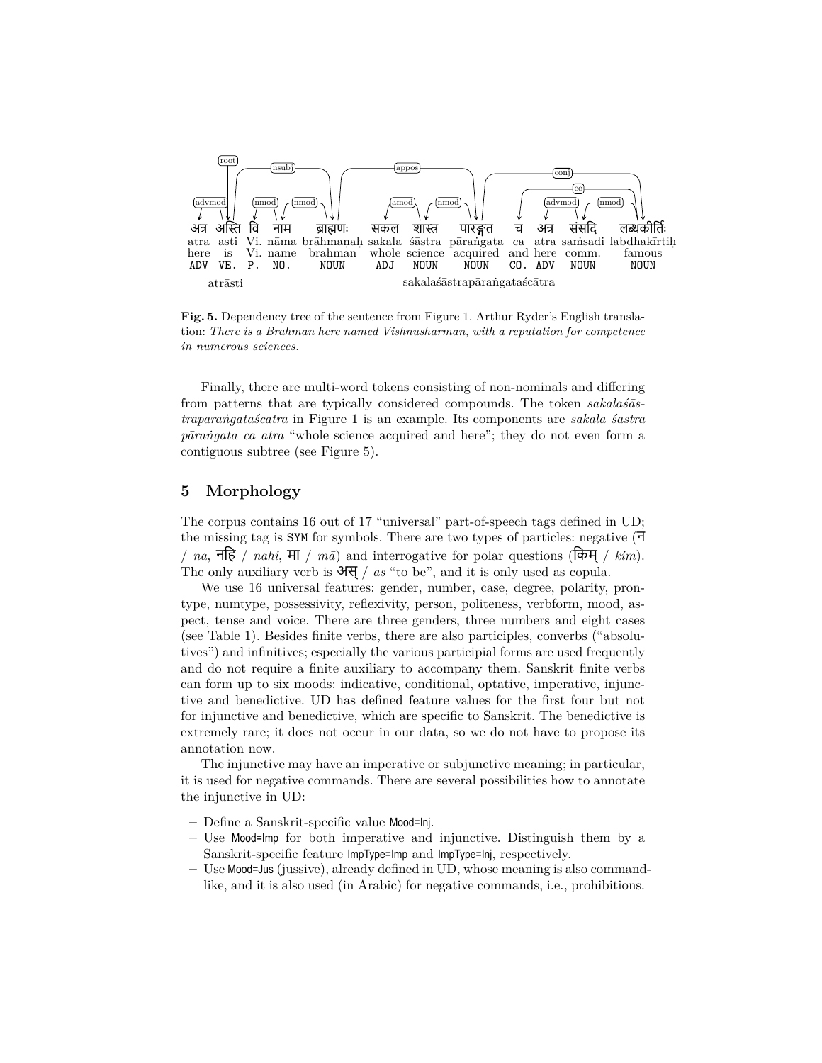| अत्र | अस्ति | वि | नाम | ब्राह्मणः | सकल | शास्त्र | पारङ्गत | च | अत्र | संसदि | लब्धकीर्तिः |
|---|---|---|---|---|---|---|---|---|---|---|---|
| atra | asti | Vi. | nāma | brāhmaṇaḥ | sakala | śāstra | pāraṅgata | ca | atra | saṁsadi | labdhakīrtiḥ |
| here | is | Vi. | name | brahman | whole | science | acquired | and | here | comm. | famous |
| ADV | VE. | P. | NO. | NOUN | ADJ | NOUN | NOUN | CO. | ADV | NOUN | NOUN |

atrāsti &nbsp;&nbsp;&nbsp; sakalaśāstrapāraṅgataścātra

Dependency relations: advmod(asti → atra), root(asti), nsubj(asti → brāhmaṇaḥ), nmod(nāma → Vi.), nmod(brāhmaṇaḥ → nāma), appos(brāhmaṇaḥ → pāraṅgata), amod(śāstra → sakala), nmod(pāraṅgata → śāstra), conj(pāraṅgata → labdhakīrtiḥ), cc(labdhakīrtiḥ → ca), advmod(saṁsadi → atra), nmod(labdhakīrtiḥ → saṁsadi)

**Fig. 5.** Dependency tree of the sentence from Figure 1. Arthur Ryder's English translation: *There is a Brahman here named Vishnusharman, with a reputation for competence in numerous sciences.*

Finally, there are multi-word tokens consisting of non-nominals and differing from patterns that are typically considered compounds. The token *sakalaśāstrapāraṅgataścātra* in Figure 1 is an example. Its components are *sakala śāstra pāraṅgata ca atra* "whole science acquired and here"; they do not even form a contiguous subtree (see Figure 5).

## 5 Morphology

The corpus contains 16 out of 17 "universal" part-of-speech tags defined in UD; the missing tag is SYM for symbols. There are two types of particles: negative (न / *na*, नहि / *nahi*, मा / *mā*) and interrogative for polar questions (किम् / *kim*). The only auxiliary verb is अस् / *as* "to be", and it is only used as copula.

We use 16 universal features: gender, number, case, degree, polarity, prontype, numtype, possessivity, reflexivity, person, politeness, verbform, mood, aspect, tense and voice. There are three genders, three numbers and eight cases (see Table 1). Besides finite verbs, there are also participles, converbs ("absolutives") and infinitives; especially the various participial forms are used frequently and do not require a finite auxiliary to accompany them. Sanskrit finite verbs can form up to six moods: indicative, conditional, optative, imperative, injunctive and benedictive. UD has defined feature values for the first four but not for injunctive and benedictive, which are specific to Sanskrit. The benedictive is extremely rare; it does not occur in our data, so we do not have to propose its annotation now.

The injunctive may have an imperative or subjunctive meaning; in particular, it is used for negative commands. There are several possibilities how to annotate the injunctive in UD:

- Define a Sanskrit-specific value Mood=Inj.
- Use Mood=Imp for both imperative and injunctive. Distinguish them by a Sanskrit-specific feature ImpType=Imp and ImpType=Inj, respectively.
- Use Mood=Jus (jussive), already defined in UD, whose meaning is also command-like, and it is also used (in Arabic) for negative commands, i.e., prohibitions.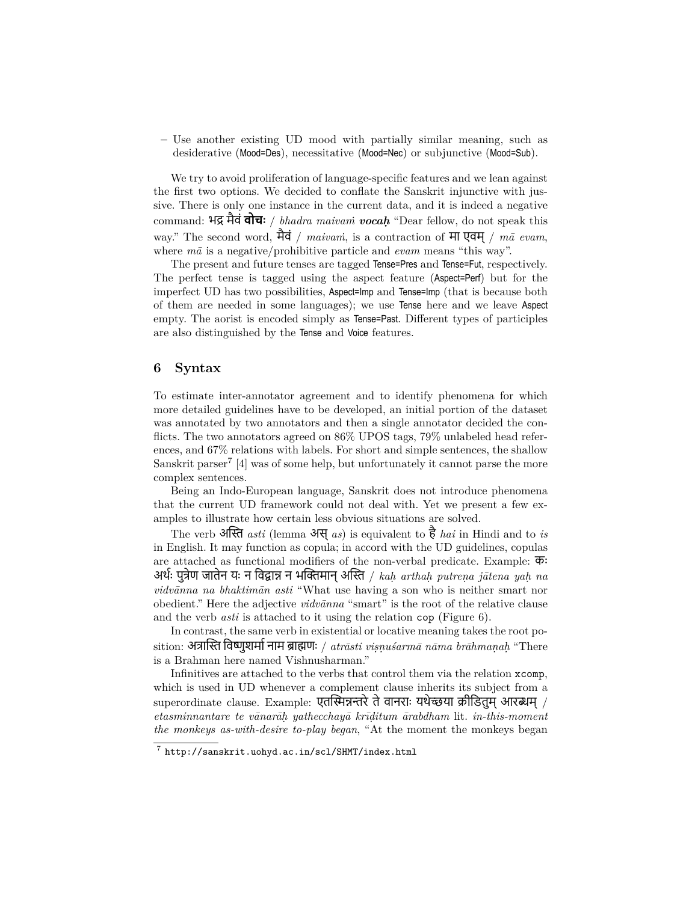– Use another existing UD mood with partially similar meaning, such as desiderative (Mood=Des), necessitative (Mood=Nec) or subjunctive (Mood=Sub).

We try to avoid proliferation of language-specific features and we lean against the first two options. We decided to conflate the Sanskrit injunctive with jussive. There is only one instance in the current data, and it is indeed a negative command: भद्र मैवं **वोचः** / *bhadra maivaṁ* ***vocaḥ*** "Dear fellow, do not speak this way." The second word, मैवं / *maivaṁ*, is a contraction of मा एवम् / *mā evam*, where *mā* is a negative/prohibitive particle and *evam* means "this way".

The present and future tenses are tagged Tense=Pres and Tense=Fut, respectively. The perfect tense is tagged using the aspect feature (Aspect=Perf) but for the imperfect UD has two possibilities, Aspect=Imp and Tense=Imp (that is because both of them are needed in some languages); we use Tense here and we leave Aspect empty. The aorist is encoded simply as Tense=Past. Different types of participles are also distinguished by the Tense and Voice features.

## 6 Syntax

To estimate inter-annotator agreement and to identify phenomena for which more detailed guidelines have to be developed, an initial portion of the dataset was annotated by two annotators and then a single annotator decided the conflicts. The two annotators agreed on 86% UPOS tags, 79% unlabeled head references, and 67% relations with labels. For short and simple sentences, the shallow Sanskrit parser[7] [4] was of some help, but unfortunately it cannot parse the more complex sentences.

Being an Indo-European language, Sanskrit does not introduce phenomena that the current UD framework could not deal with. Yet we present a few examples to illustrate how certain less obvious situations are solved.

The verb अस्ति *asti* (lemma अस् *as*) is equivalent to है *hai* in Hindi and to *is* in English. It may function as copula; in accord with the UD guidelines, copulas are attached as functional modifiers of the non-verbal predicate. Example: कः अर्थः पुत्रेण जातेन यः न विद्वान्न न भक्तिमान् अस्ति / *kaḥ arthaḥ putreṇa jātena yaḥ na vidvānna na bhaktimān asti* "What use having a son who is neither smart nor obedient." Here the adjective *vidvānna* "smart" is the root of the relative clause and the verb *asti* is attached to it using the relation `cop` (Figure 6).

In contrast, the same verb in existential or locative meaning takes the root position: अत्रास्ति विष्णुशर्मा नाम ब्राह्मणः / *atrāsti viṣṇuśarmā nāma brāhmaṇaḥ* "There is a Brahman here named Vishnusharman."

Infinitives are attached to the verbs that control them via the relation `xcomp`, which is used in UD whenever a complement clause inherits its subject from a superordinate clause. Example: एतस्मिन्नन्तरे ते वानराः यथेच्छया क्रीडितुम् आरब्धम् / *etasminnantare te vānarāḥ yathecchayā krīḍitum ārabdham* lit. *in-this-moment the monkeys as-with-desire to-play began*, "At the moment the monkeys began

[7] `http://sanskrit.uohyd.ac.in/scl/SHMT/index.html`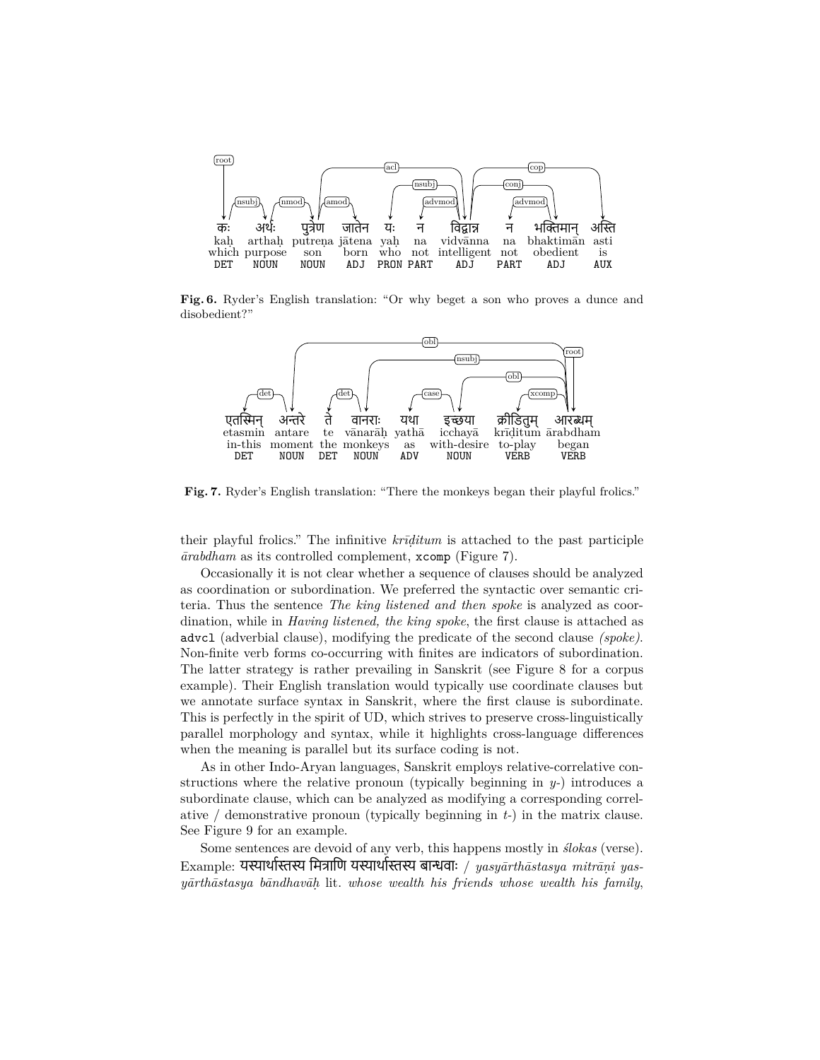**Fig. 6.** Ryder's English translation: "Or why beget a son who proves a dunce and disobedient?"

**Fig. 7.** Ryder's English translation: "There the monkeys began their playful frolics."

their playful frolics." The infinitive *krīḍitum* is attached to the past participle *ārabdham* as its controlled complement, `xcomp` (Figure 7).

Occasionally it is not clear whether a sequence of clauses should be analyzed as coordination or subordination. We preferred the syntactic over semantic criteria. Thus the sentence *The king listened and then spoke* is analyzed as coordination, while in *Having listened, the king spoke*, the first clause is attached as `advcl` (adverbial clause), modifying the predicate of the second clause *(spoke)*. Non-finite verb forms co-occurring with finites are indicators of subordination. The latter strategy is rather prevailing in Sanskrit (see Figure 8 for a corpus example). Their English translation would typically use coordinate clauses but we annotate surface syntax in Sanskrit, where the first clause is subordinate. This is perfectly in the spirit of UD, which strives to preserve cross-linguistically parallel morphology and syntax, while it highlights cross-language differences when the meaning is parallel but its surface coding is not.

As in other Indo-Aryan languages, Sanskrit employs relative-correlative constructions where the relative pronoun (typically beginning in *y-*) introduces a subordinate clause, which can be analyzed as modifying a corresponding correlative / demonstrative pronoun (typically beginning in *t-*) in the matrix clause. See Figure 9 for an example.

Some sentences are devoid of any verb, this happens mostly in *ślokas* (verse). Example: यस्यार्थास्तस्य मित्राणि यस्यार्थास्तस्य बान्धवाः / *yasyārthāstasya mitrāṇi yasyārthāstasya bāndhavāḥ* lit. *whose wealth his friends whose wealth his family*,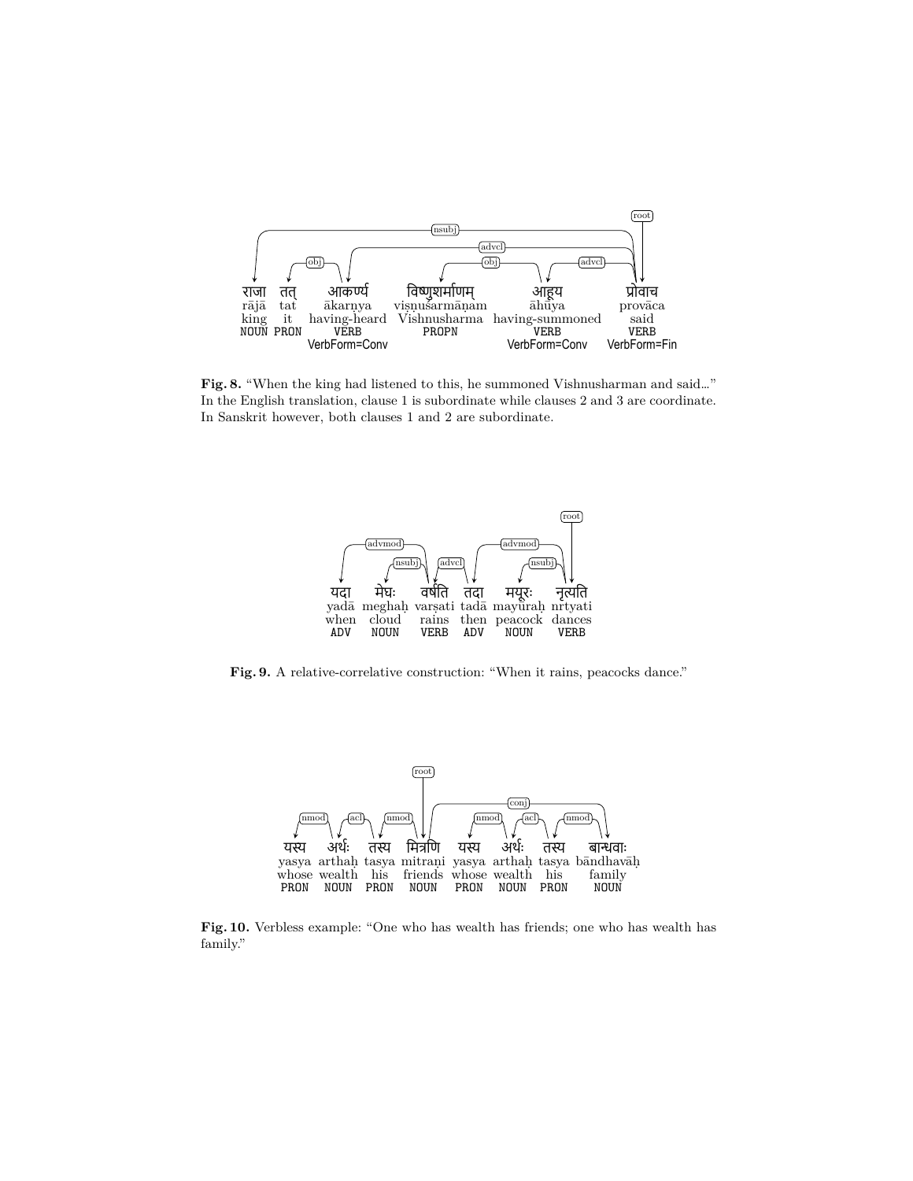Fig. 8. "When the king had listened to this, he summoned Vishnusharman and said…" In the English translation, clause 1 is subordinate while clauses 2 and 3 are coordinate. In Sanskrit however, both clauses 1 and 2 are subordinate.

Fig. 9. A relative-correlative construction: "When it rains, peacocks dance."

Fig. 10. Verbless example: "One who has wealth has friends; one who has wealth has family."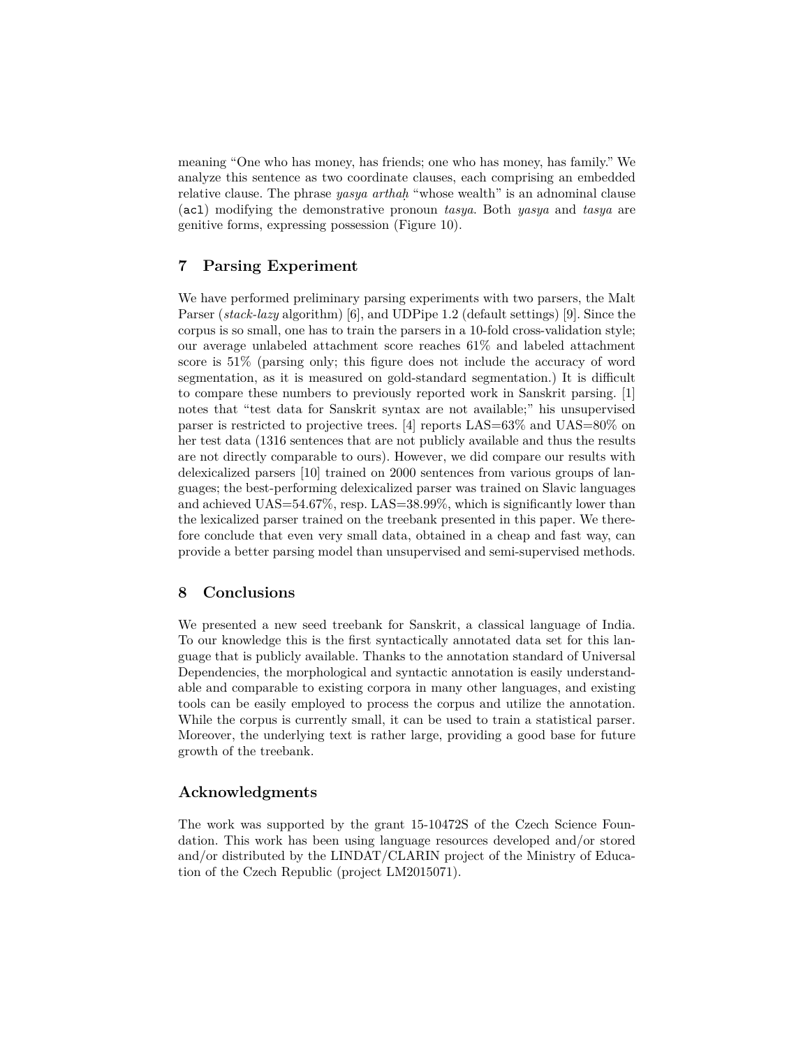meaning “One who has money, has friends; one who has money, has family.” We analyze this sentence as two coordinate clauses, each comprising an embedded relative clause. The phrase *yasya arthaḥ* “whose wealth” is an adnominal clause (`acl`) modifying the demonstrative pronoun *tasya*. Both *yasya* and *tasya* are genitive forms, expressing possession (Figure 10).

## 7 Parsing Experiment

We have performed preliminary parsing experiments with two parsers, the Malt Parser (*stack-lazy* algorithm) [6], and UDPipe 1.2 (default settings) [9]. Since the corpus is so small, one has to train the parsers in a 10-fold cross-validation style; our average unlabeled attachment score reaches 61% and labeled attachment score is 51% (parsing only; this figure does not include the accuracy of word segmentation, as it is measured on gold-standard segmentation.) It is difficult to compare these numbers to previously reported work in Sanskrit parsing. [1] notes that “test data for Sanskrit syntax are not available;” his unsupervised parser is restricted to projective trees. [4] reports LAS=63% and UAS=80% on her test data (1316 sentences that are not publicly available and thus the results are not directly comparable to ours). However, we did compare our results with delexicalized parsers [10] trained on 2000 sentences from various groups of languages; the best-performing delexicalized parser was trained on Slavic languages and achieved UAS=54.67%, resp. LAS=38.99%, which is significantly lower than the lexicalized parser trained on the treebank presented in this paper. We therefore conclude that even very small data, obtained in a cheap and fast way, can provide a better parsing model than unsupervised and semi-supervised methods.

## 8 Conclusions

We presented a new seed treebank for Sanskrit, a classical language of India. To our knowledge this is the first syntactically annotated data set for this language that is publicly available. Thanks to the annotation standard of Universal Dependencies, the morphological and syntactic annotation is easily understandable and comparable to existing corpora in many other languages, and existing tools can be easily employed to process the corpus and utilize the annotation. While the corpus is currently small, it can be used to train a statistical parser. Moreover, the underlying text is rather large, providing a good base for future growth of the treebank.

## Acknowledgments

The work was supported by the grant 15-10472S of the Czech Science Foundation. This work has been using language resources developed and/or stored and/or distributed by the LINDAT/CLARIN project of the Ministry of Education of the Czech Republic (project LM2015071).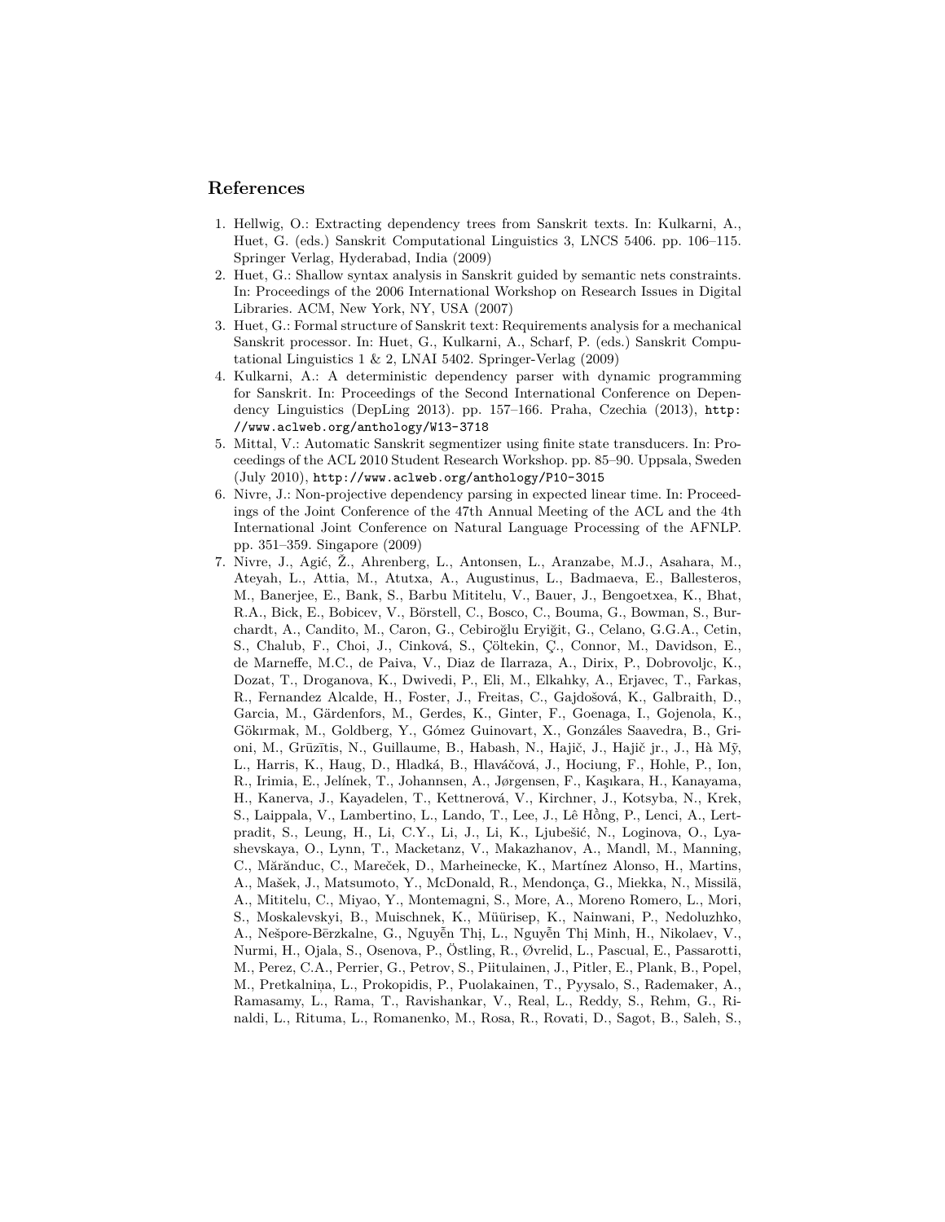## References

1. Hellwig, O.: Extracting dependency trees from Sanskrit texts. In: Kulkarni, A., Huet, G. (eds.) Sanskrit Computational Linguistics 3, LNCS 5406. pp. 106–115. Springer Verlag, Hyderabad, India (2009)
2. Huet, G.: Shallow syntax analysis in Sanskrit guided by semantic nets constraints. In: Proceedings of the 2006 International Workshop on Research Issues in Digital Libraries. ACM, New York, NY, USA (2007)
3. Huet, G.: Formal structure of Sanskrit text: Requirements analysis for a mechanical Sanskrit processor. In: Huet, G., Kulkarni, A., Scharf, P. (eds.) Sanskrit Computational Linguistics 1 & 2, LNAI 5402. Springer-Verlag (2009)
4. Kulkarni, A.: A deterministic dependency parser with dynamic programming for Sanskrit. In: Proceedings of the Second International Conference on Dependency Linguistics (DepLing 2013). pp. 157–166. Praha, Czechia (2013), http://www.aclweb.org/anthology/W13-3718
5. Mittal, V.: Automatic Sanskrit segmentizer using finite state transducers. In: Proceedings of the ACL 2010 Student Research Workshop. pp. 85–90. Uppsala, Sweden (July 2010), http://www.aclweb.org/anthology/P10-3015
6. Nivre, J.: Non-projective dependency parsing in expected linear time. In: Proceedings of the Joint Conference of the 47th Annual Meeting of the ACL and the 4th International Joint Conference on Natural Language Processing of the AFNLP. pp. 351–359. Singapore (2009)
7. Nivre, J., Agić, Ž., Ahrenberg, L., Antonsen, L., Aranzabe, M.J., Asahara, M., Ateyah, L., Attia, M., Atutxa, A., Augustinus, L., Badmaeva, E., Ballesteros, M., Banerjee, E., Bank, S., Barbu Mititelu, V., Bauer, J., Bengoetxea, K., Bhat, R.A., Bick, E., Bobicev, V., Börstell, C., Bosco, C., Bouma, G., Bowman, S., Burchardt, A., Candito, M., Caron, G., Cebiroğlu Eryiğit, G., Celano, G.G.A., Cetin, S., Chalub, F., Choi, J., Cinková, S., Çöltekin, Ç., Connor, M., Davidson, E., de Marneffe, M.C., de Paiva, V., Diaz de Ilarraza, A., Dirix, P., Dobrovoljc, K., Dozat, T., Droganova, K., Dwivedi, P., Eli, M., Elkahky, A., Erjavec, T., Farkas, R., Fernandez Alcalde, H., Foster, J., Freitas, C., Gajdošová, K., Galbraith, D., Garcia, M., Gärdenfors, M., Gerdes, K., Ginter, F., Goenaga, I., Gojenola, K., Gökırmak, M., Goldberg, Y., Gómez Guinovart, X., Gonzáles Saavedra, B., Grioni, M., Grūzītis, N., Guillaume, B., Habash, N., Hajič, J., Hajič jr., J., Hà Mỹ, L., Harris, K., Haug, D., Hladká, B., Hlaváčová, J., Hociung, F., Hohle, P., Ion, R., Irimia, E., Jelínek, T., Johannsen, A., Jørgensen, F., Kaşıkara, H., Kanayama, H., Kanerva, J., Kayadelen, T., Kettnerová, V., Kirchner, J., Kotsyba, N., Krek, S., Laippala, V., Lambertino, L., Lando, T., Lee, J., Lê Hồng, P., Lenci, A., Lertpradit, S., Leung, H., Li, C.Y., Li, J., Li, K., Ljubešić, N., Loginova, O., Lyashevskaya, O., Lynn, T., Macketanz, V., Makazhanov, A., Mandl, M., Manning, C., Mărănduc, C., Mareček, D., Marheinecke, K., Martínez Alonso, H., Martins, A., Mašek, J., Matsumoto, Y., McDonald, R., Mendonça, G., Miekka, N., Missilä, A., Mititelu, C., Miyao, Y., Montemagni, S., More, A., Moreno Romero, L., Mori, S., Moskalevskyi, B., Muischnek, K., Müürisep, K., Nainwani, P., Nedoluzhko, A., Nešpore-Bērzkalne, G., Nguyễn Thị, L., Nguyễn Thị Minh, H., Nikolaev, V., Nurmi, H., Ojala, S., Osenova, P., Östling, R., Øvrelid, L., Pascual, E., Passarotti, M., Perez, C.A., Perrier, G., Petrov, S., Piitulainen, J., Pitler, E., Plank, B., Popel, M., Pretkalniņa, L., Prokopidis, P., Puolakainen, T., Pyysalo, S., Rademaker, A., Ramasamy, L., Rama, T., Ravishankar, V., Real, L., Reddy, S., Rehm, G., Rinaldi, L., Rituma, L., Romanenko, M., Rosa, R., Rovati, D., Sagot, B., Saleh, S.,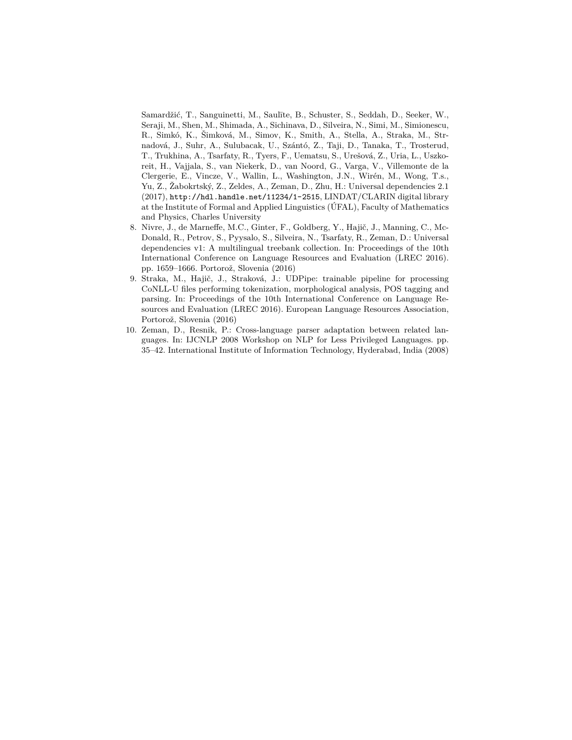Samardžić, T., Sanguinetti, M., Saulīte, B., Schuster, S., Seddah, D., Seeker, W., Seraji, M., Shen, M., Shimada, A., Sichinava, D., Silveira, N., Simi, M., Simionescu, R., Simkó, K., Šimková, M., Simov, K., Smith, A., Stella, A., Straka, M., Strnadová, J., Suhr, A., Sulubacak, U., Szántó, Z., Taji, D., Tanaka, T., Trosterud, T., Trukhina, A., Tsarfaty, R., Tyers, F., Uematsu, S., Urešová, Z., Uria, L., Uszkoreit, H., Vajjala, S., van Niekerk, D., van Noord, G., Varga, V., Villemonte de la Clergerie, E., Vincze, V., Wallin, L., Washington, J.N., Wirén, M., Wong, T.s., Yu, Z., Žabokrtský, Z., Zeldes, A., Zeman, D., Zhu, H.: Universal dependencies 2.1 (2017), `http://hdl.handle.net/11234/1-2515`, LINDAT/CLARIN digital library at the Institute of Formal and Applied Linguistics (ÚFAL), Faculty of Mathematics and Physics, Charles University

8. Nivre, J., de Marneffe, M.C., Ginter, F., Goldberg, Y., Hajič, J., Manning, C., McDonald, R., Petrov, S., Pyysalo, S., Silveira, N., Tsarfaty, R., Zeman, D.: Universal dependencies v1: A multilingual treebank collection. In: Proceedings of the 10th International Conference on Language Resources and Evaluation (LREC 2016). pp. 1659–1666. Portorož, Slovenia (2016)
9. Straka, M., Hajič, J., Straková, J.: UDPipe: trainable pipeline for processing CoNLL-U files performing tokenization, morphological analysis, POS tagging and parsing. In: Proceedings of the 10th International Conference on Language Resources and Evaluation (LREC 2016). European Language Resources Association, Portorož, Slovenia (2016)
10. Zeman, D., Resnik, P.: Cross-language parser adaptation between related languages. In: IJCNLP 2008 Workshop on NLP for Less Privileged Languages. pp. 35–42. International Institute of Information Technology, Hyderabad, India (2008)